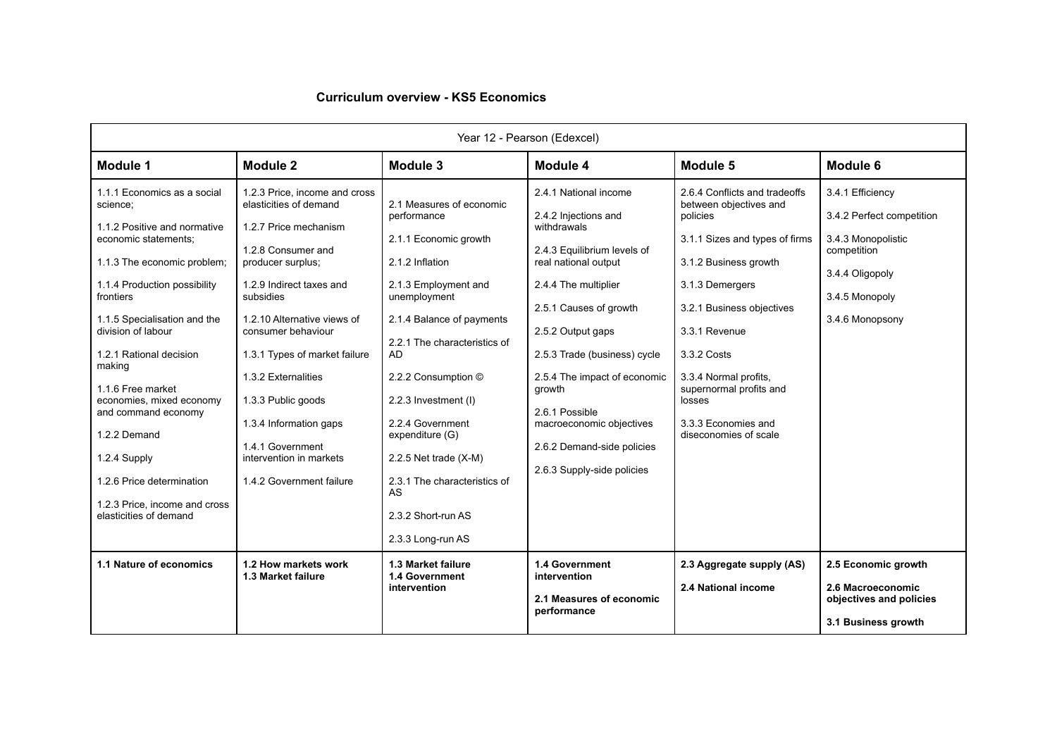**Curriculum overview - KS5 Economics**

| Year 12 - Pearson (Edexcel) | | | | | |
|---|---|---|---|---|---|
| **Module 1** | **Module 2** | **Module 3** | **Module 4** | **Module 5** | **Module 6** |
| 1.1.1 Economics as a social science;<br><br>1.1.2 Positive and normative economic statements;<br><br>1.1.3 The economic problem;<br><br>1.1.4 Production possibility frontiers<br><br>1.1.5 Specialisation and the division of labour<br><br>1.2.1 Rational decision making<br><br>1.1.6 Free market economies, mixed economy and command economy<br><br>1.2.2 Demand<br><br>1.2.4 Supply<br><br>1.2.6 Price determination<br><br>1.2.3 Price, income and cross elasticities of demand | 1.2.3 Price, income and cross elasticities of demand<br><br>1.2.7 Price mechanism<br><br>1.2.8 Consumer and producer surplus;<br><br>1.2.9 Indirect taxes and subsidies<br><br>1.2.10 Alternative views of consumer behaviour<br><br>1.3.1 Types of market failure<br><br>1.3.2 Externalities<br><br>1.3.3 Public goods<br><br>1.3.4 Information gaps<br><br>1.4.1 Government intervention in markets<br><br>1.4.2 Government failure | 2.1 Measures of economic performance<br><br>2.1.1 Economic growth<br><br>2.1.2 Inflation<br><br>2.1.3 Employment and unemployment<br><br>2.1.4 Balance of payments<br><br>2.2.1 The characteristics of AD<br><br>2.2.2 Consumption ©<br><br>2.2.3 Investment (I)<br><br>2.2.4 Government expenditure (G)<br><br>2.2.5 Net trade (X-M)<br><br>2.3.1 The characteristics of AS<br><br>2.3.2 Short-run AS<br><br>2.3.3 Long-run AS | 2.4.1 National income<br><br>2.4.2 Injections and withdrawals<br><br>2.4.3 Equilibrium levels of real national output<br><br>2.4.4 The multiplier<br><br>2.5.1 Causes of growth<br><br>2.5.2 Output gaps<br><br>2.5.3 Trade (business) cycle<br><br>2.5.4 The impact of economic growth<br><br>2.6.1 Possible macroeconomic objectives<br><br>2.6.2 Demand-side policies<br><br>2.6.3 Supply-side policies | 2.6.4 Conflicts and tradeoffs between objectives and policies<br><br>3.1.1 Sizes and types of firms<br><br>3.1.2 Business growth<br><br>3.1.3 Demergers<br><br>3.2.1 Business objectives<br><br>3.3.1 Revenue<br><br>3.3.2 Costs<br><br>3.3.4 Normal profits, supernormal profits and losses<br><br>3.3.3 Economies and diseconomies of scale | 3.4.1 Efficiency<br><br>3.4.2 Perfect competition<br><br>3.4.3 Monopolistic competition<br><br>3.4.4 Oligopoly<br><br>3.4.5 Monopoly<br><br>3.4.6 Monopsony |
| **1.1 Nature of economics** | **1.2 How markets work**<br>**1.3 Market failure** | **1.3 Market failure**<br>**1.4 Government intervention** | **1.4 Government intervention**<br><br>**2.1 Measures of economic performance** | **2.3 Aggregate supply (AS)**<br><br>**2.4 National income** | **2.5 Economic growth**<br><br>**2.6 Macroeconomic objectives and policies**<br><br>**3.1 Business growth** |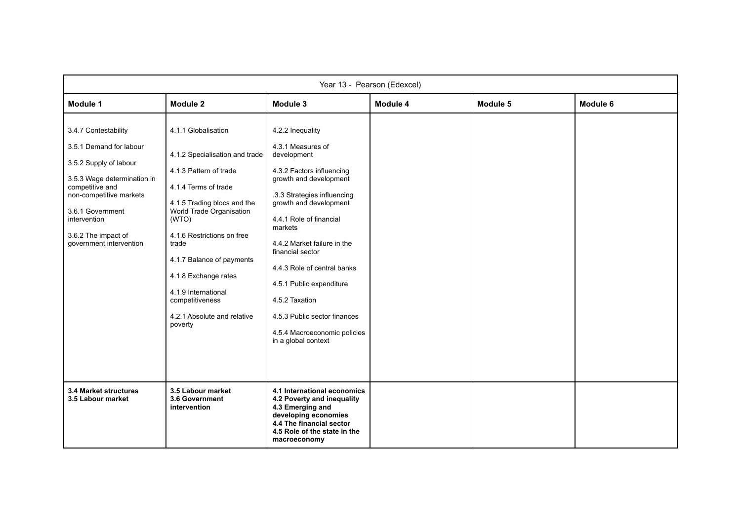| Year 13 - Pearson (Edexcel) | | | | | |
|---|---|---|---|---|---|
| **Module 1** | **Module 2** | **Module 3** | **Module 4** | **Module 5** | **Module 6** |
| 3.4.7 Contestability<br><br>3.5.1 Demand for labour<br><br>3.5.2 Supply of labour<br><br>3.5.3 Wage determination in competitive and non-competitive markets<br><br>3.6.1 Government intervention<br><br>3.6.2 The impact of government intervention | 4.1.1 Globalisation<br><br>4.1.2 Specialisation and trade<br><br>4.1.3 Pattern of trade<br><br>4.1.4 Terms of trade<br><br>4.1.5 Trading blocs and the World Trade Organisation (WTO)<br><br>4.1.6 Restrictions on free trade<br><br>4.1.7 Balance of payments<br><br>4.1.8 Exchange rates<br><br>4.1.9 International competitiveness<br><br>4.2.1 Absolute and relative poverty | 4.2.2 Inequality<br><br>4.3.1 Measures of development<br><br>4.3.2 Factors influencing growth and development<br><br>.3.3 Strategies influencing growth and development<br><br>4.4.1 Role of financial markets<br><br>4.4.2 Market failure in the financial sector<br><br>4.4.3 Role of central banks<br><br>4.5.1 Public expenditure<br><br>4.5.2 Taxation<br><br>4.5.3 Public sector finances<br><br>4.5.4 Macroeconomic policies in a global context | | | |
| **3.4 Market structures**<br>**3.5 Labour market** | **3.5 Labour market**<br>**3.6 Government intervention** | **4.1 International economics**<br>**4.2 Poverty and inequality**<br>**4.3 Emerging and developing economies**<br>**4.4 The financial sector**<br>**4.5 Role of the state in the macroeconomy** | | | |